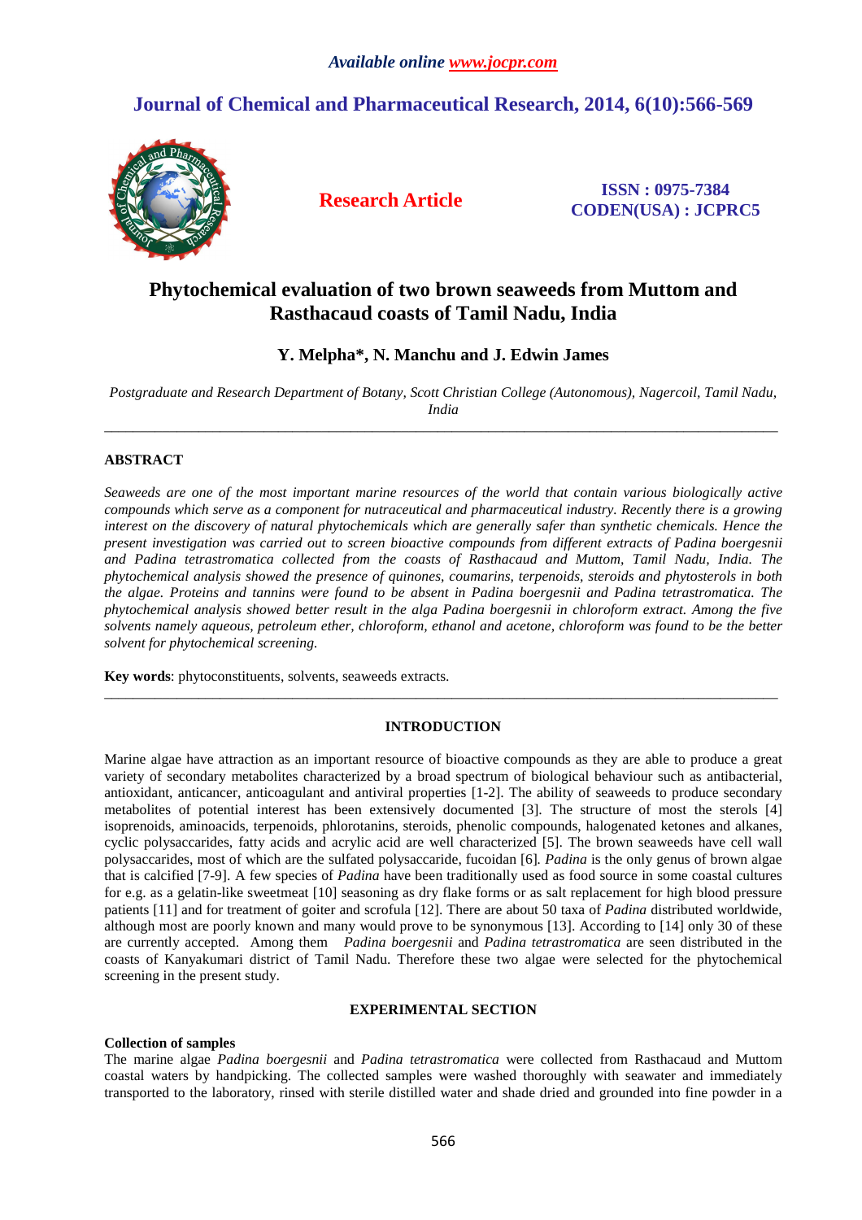# Phytochemical evaluation of two brown seaweeds from Muttom and Rasthacaud coasts of Tamil Nadu, India

**Y. Melpha\*, N. Manchu and J. Edwin James**

*Postgraduate and Research Department of Botany, Scott Christian College (Autonomous), Nagercoil, Tamil Nadu, India*

---

## ABSTRACT

*Seaweeds are one of the most important marine resources of the world that contain various biologically active compounds which serve as a component for nutraceutical and pharmaceutical industry. Recently there is a growing interest on the discovery of natural phytochemicals which are generally safer than synthetic chemicals. Hence the present investigation was carried out to screen bioactive compounds from different extracts of Padina boergesnii and Padina tetrastromatica collected from the coasts of Rasthacaud and Muttom, Tamil Nadu, India. The phytochemical analysis showed the presence of quinones, coumarins, terpenoids, steroids and phytosterols in both the algae. Proteins and tannins were found to be absent in Padina boergesnii and Padina tetrastromatica. The phytochemical analysis showed better result in the alga Padina boergesnii in chloroform extract. Among the five solvents namely aqueous, petroleum ether, chloroform, ethanol and acetone, chloroform was found to be the better solvent for phytochemical screening.*

**Key words**: phytoconstituents, solvents, seaweeds extracts.

---

## INTRODUCTION

Marine algae have attraction as an important resource of bioactive compounds as they are able to produce a great variety of secondary metabolites characterized by a broad spectrum of biological behaviour such as antibacterial, antioxidant, anticancer, anticoagulant and antiviral properties [1-2]. The ability of seaweeds to produce secondary metabolites of potential interest has been extensively documented [3]. The structure of most the sterols [4] isoprenoids, aminoacids, terpenoids, phlorotanins, steroids, phenolic compounds, halogenated ketones and alkanes, cyclic polysaccarides, fatty acids and acrylic acid are well characterized [5]. The brown seaweeds have cell wall polysaccharides, most of which are the sulfated polysaccaride, fucoidan [6]. *Padina* is the only genus of brown algae that is calcified [7-9]. A few species of *Padina* have been traditionally used as food source in some coastal cultures for e.g. as a gelatin-like sweetmeat [10] seasoning as dry flake forms or as salt replacement for high blood pressure patients [11] and for treatment of goiter and scrofula [12]. There are about 50 taxa of *Padina* distributed worldwide, although most are poorly known and many would prove to be synonymous [13]. According to [14] only 30 of these are currently accepted. Among them *Padina boergesnii* and *Padina tetrastromatica* are seen distributed in the coasts of Kanyakumari district of Tamil Nadu. Therefore these two algae were selected for the phytochemical screening in the present study.

## EXPERIMENTAL SECTION

### Collection of samples

The marine algae *Padina boergesnii* and *Padina tetrastromatica* were collected from Rasthacaud and Muttom coastal waters by handpicking. The collected samples were washed thoroughly with seawater and immediately transported to the laboratory, rinsed with sterile distilled water and shade dried and grounded into fine powder in a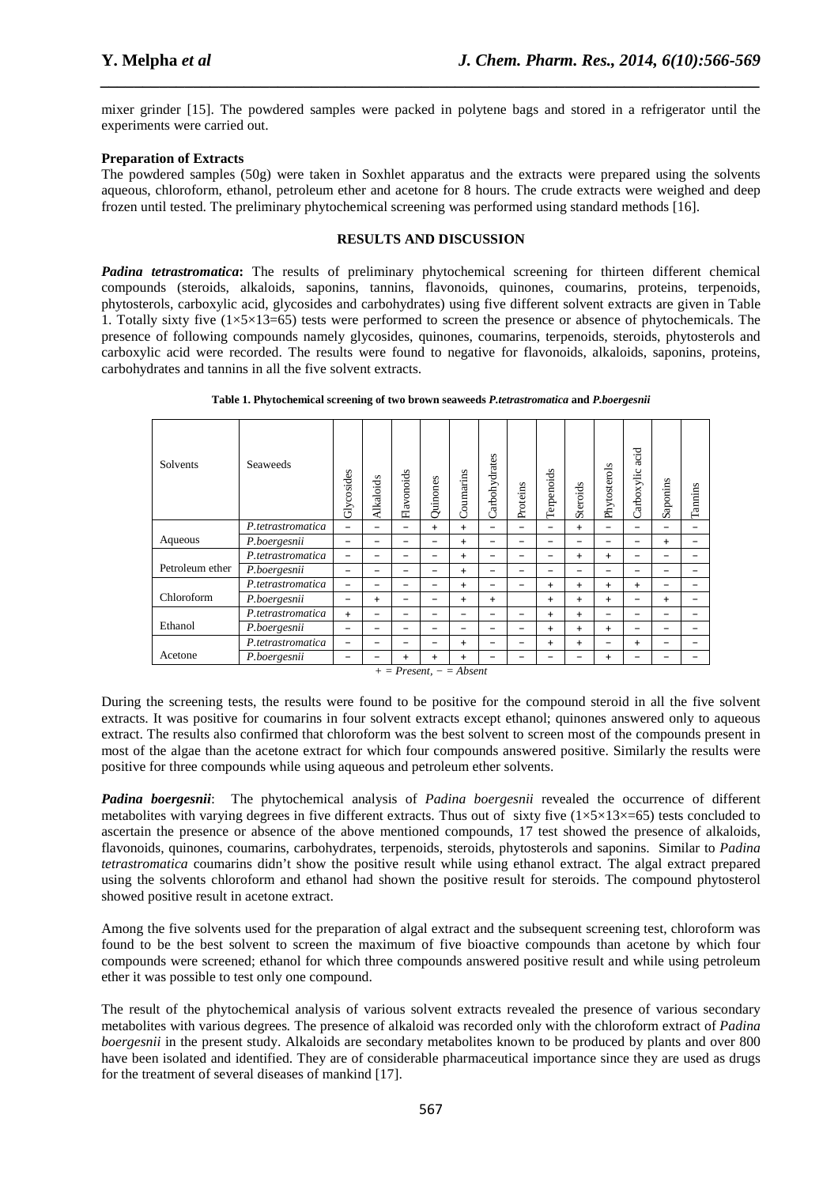mixer grinder [15]. The powdered samples were packed in polytene bags and stored in a refrigerator until the experiments were carried out.

**Preparation of Extracts**

The powdered samples (50g) were taken in Soxhlet apparatus and the extracts were prepared using the solvents aqueous, chloroform, ethanol, petroleum ether and acetone for 8 hours. The crude extracts were weighed and deep frozen until tested. The preliminary phytochemical screening was performed using standard methods [16].

## RESULTS AND DISCUSSION

***Padina tetrastromatica*:** The results of preliminary phytochemical screening for thirteen different chemical compounds (steroids, alkaloids, saponins, tannins, flavonoids, quinones, coumarins, proteins, terpenoids, phytosterols, carboxylic acid, glycosides and carbohydrates) using five different solvent extracts are given in Table 1. Totally sixty five ($1 \times 5 \times 13 = 65$) tests were performed to screen the presence or absence of phytochemicals. The presence of following compounds namely glycosides, quinones, coumarins, terpenoids, steroids, phytosterols and carboxylic acid were recorded. The results were found to negative for flavonoids, alkaloids, saponins, proteins, carbohydrates and tannins in all the five solvent extracts.

**Table 1. Phytochemical screening of two brown seaweeds *P.tetrastromatica* and *P.boergesnii***

| Solvents | Seaweeds | Glycosides | Alkaloids | Flavonoids | Quinones | Coumarins | Carbohydrates | Proteins | Terpenoids | Steroids | Phytosterols | Carboxylic acid | Saponins | Tannins |
|---|---|---|---|---|---|---|---|---|---|---|---|---|---|---|
| Aqueous | *P.tetrastromatica* | − | − | − | + | + | − | − | − | + | − | − | − | − |
| | *P.boergesnii* | − | − | − | − | + | − | − | − | − | − | − | + | − |
| Petroleum ether | *P.tetrastromatica* | − | − | − | − | + | − | − | − | + | + | − | − | − |
| | *P.boergesnii* | − | − | − | − | + | − | − | − | − | − | − | − | − |
| Chloroform | *P.tetrastromatica* | − | − | − | − | + | − | − | + | + | + | + | − | − |
| | *P.boergesnii* | − | + | − | − | + | + | | + | + | + | − | + | − |
| Ethanol | *P.tetrastromatica* | + | − | − | − | − | − | − | + | + | − | − | − | − |
| | *P.boergesnii* | − | − | − | − | − | − | − | + | + | + | − | − | − |
| Acetone | *P.tetrastromatica* | − | − | − | − | + | − | − | + | + | − | + | − | − |
| | *P.boergesnii* | − | − | + | + | + | − | − | − | − | + | − | − | − |

*+ = Present, − = Absent*

During the screening tests, the results were found to be positive for the compound steroid in all the five solvent extracts. It was positive for coumarins in four solvent extracts except ethanol; quinones answered only to aqueous extract. The results also confirmed that chloroform was the best solvent to screen most of the compounds present in most of the algae than the acetone extract for which four compounds answered positive. Similarly the results were positive for three compounds while using aqueous and petroleum ether solvents.

***Padina boergesnii*:** The phytochemical analysis of *Padina boergesnii* revealed the occurrence of different metabolites with varying degrees in five different extracts. Thus out of sixty five ($1 \times 5 \times 13 \times = 65$) tests concluded to ascertain the presence or absence of the above mentioned compounds, 17 test showed the presence of alkaloids, flavonoids, quinones, coumarins, carbohydrates, terpenoids, steroids, phytosterols and saponins. Similar to *Padina tetrastromatica* coumarins didn't show the positive result while using ethanol extract. The algal extract prepared using the solvents chloroform and ethanol had shown the positive result for steroids. The compound phytosterol showed positive result in acetone extract.

Among the five solvents used for the preparation of algal extract and the subsequent screening test, chloroform was found to be the best solvent to screen the maximum of five bioactive compounds than acetone by which four compounds were screened; ethanol for which three compounds answered positive result and while using petroleum ether it was possible to test only one compound.

The result of the phytochemical analysis of various solvent extracts revealed the presence of various secondary metabolites with various degrees. The presence of alkaloid was recorded only with the chloroform extract of *Padina boergesnii* in the present study. Alkaloids are secondary metabolites known to be produced by plants and over 800 have been isolated and identified. They are of considerable pharmaceutical importance since they are used as drugs for the treatment of several diseases of mankind [17].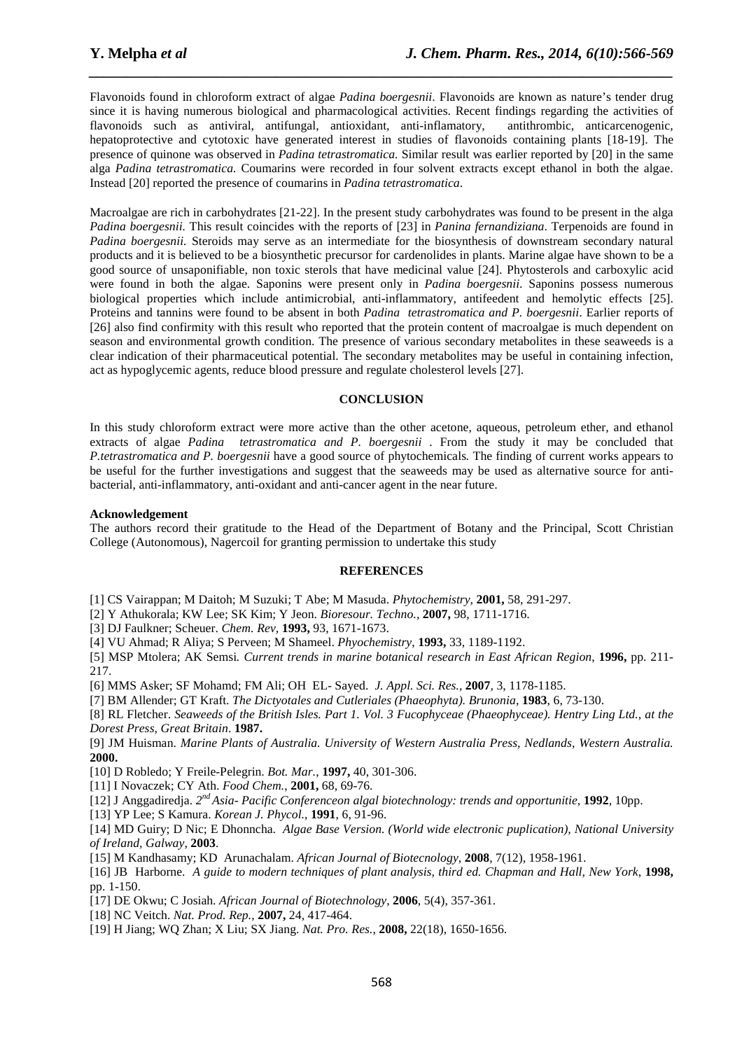Flavonoids found in chloroform extract of algae *Padina boergesnii*. Flavonoids are known as nature's tender drug since it is having numerous biological and pharmacological activities. Recent findings regarding the activities of flavonoids such as antiviral, antifungal, antioxidant, anti-inflamatory, antithrombic, anticarcenogenic, hepatoprotective and cytotoxic have generated interest in studies of flavonoids containing plants [18-19]. The presence of quinone was observed in *Padina tetrastromatica.* Similar result was earlier reported by [20] in the same alga *Padina tetrastromatica.* Coumarins were recorded in four solvent extracts except ethanol in both the algae. Instead [20] reported the presence of coumarins in *Padina tetrastromatica*.

Macroalgae are rich in carbohydrates [21-22]. In the present study carbohydrates was found to be present in the alga *Padina boergesnii.* This result coincides with the reports of [23] in *Panina fernandiziana*. Terpenoids are found in *Padina boergesnii.* Steroids may serve as an intermediate for the biosynthesis of downstream secondary natural products and it is believed to be a biosynthetic precursor for cardenolides in plants. Marine algae have shown to be a good source of unsaponifiable, non toxic sterols that have medicinal value [24]. Phytosterols and carboxylic acid were found in both the algae. Saponins were present only in *Padina boergesnii*. Saponins possess numerous biological properties which include antimicrobial, anti-inflammatory, antifeedent and hemolytic effects [25]. Proteins and tannins were found to be absent in both *Padina tetrastromatica and P. boergesnii*. Earlier reports of [26] also find confirmity with this result who reported that the protein content of macroalgae is much dependent on season and environmental growth condition. The presence of various secondary metabolites in these seaweeds is a clear indication of their pharmaceutical potential. The secondary metabolites may be useful in containing infection, act as hypoglycemic agents, reduce blood pressure and regulate cholesterol levels [27].

## CONCLUSION

In this study chloroform extract were more active than the other acetone, aqueous, petroleum ether, and ethanol extracts of algae *Padina tetrastromatica and P. boergesnii* . From the study it may be concluded that *P.tetrastromatica and P. boergesnii* have a good source of phytochemicals*.* The finding of current works appears to be useful for the further investigations and suggest that the seaweeds may be used as alternative source for anti-bacterial, anti-inflammatory, anti-oxidant and anti-cancer agent in the near future.

**Acknowledgement**
The authors record their gratitude to the Head of the Department of Botany and the Principal, Scott Christian College (Autonomous), Nagercoil for granting permission to undertake this study

## REFERENCES

[1] CS Vairappan; M Daitoh; M Suzuki; T Abe; M Masuda. *Phytochemistry*, **2001,** 58, 291-297.

[2] Y Athukorala; KW Lee; SK Kim; Y Jeon. *Bioresour. Techno.*, **2007,** 98, 1711-1716.

[3] DJ Faulkner; Scheuer. *Chem. Rev,* **1993,** 93, 1671-1673.

[4] VU Ahmad; R Aliya; S Perveen; M Shameel. *Phyochemistry*, **1993,** 33, 1189-1192.

[5] MSP Mtolera; AK Semsi*. Current trends in marine botanical research in East African Region*, **1996,** pp. 211-217.

[6] MMS Asker; SF Mohamd; FM Ali; OH EL- Sayed. *J. Appl. Sci. Res.*, **2007**, 3, 1178-1185.

[7] BM Allender; GT Kraft. *The Dictyotales and Cutleriales (Phaeophyta). Brunonia*, **1983**, 6, 73-130.

[8] RL Fletcher. *Seaweeds of the British Isles. Part 1. Vol. 3 Fucophyceae (Phaeophyceae). Hentry Ling Ltd., at the Dorest Press, Great Britain*. **1987.**

[9] JM Huisman. *Marine Plants of Australia. University of Western Australia Press, Nedlands, Western Australia.* **2000.**

[10] D Robledo; Y Freile-Pelegrin. *Bot. Mar.*, **1997,** 40, 301-306.

[11] I Novaczek; CY Ath. *Food Chem.*, **2001,** 68, 69-76.

[12] J Anggadiredja. *2nd Asia- Pacific Conferenceon algal biotechnology: trends and opportunitie,* **1992**, 10pp.

[13] YP Lee; S Kamura. *Korean J. Phycol.*, **1991**, 6, 91-96.

[14] MD Guiry; D Nic; E Dhonncha. *Algae Base Version. (World wide electronic puplication), National University of Ireland, Galway,* **2003**.

[15] M Kandhasamy; KD Arunachalam. *African Journal of Biotecnology*, **2008**, 7(12), 1958-1961.

[16] JB Harborne. *A guide to modern techniques of plant analysis, third ed. Chapman and Hall, New York*, **1998,** pp. 1-150.

[17] DE Okwu; C Josiah. *African Journal of Biotechnology*, **2006**, 5(4), 357-361.

[18] NC Veitch. *Nat. Prod. Rep.*, **2007,** 24, 417-464.

[19] H Jiang; WQ Zhan; X Liu; SX Jiang. *Nat. Pro. Res.*, **2008,** 22(18), 1650-1656.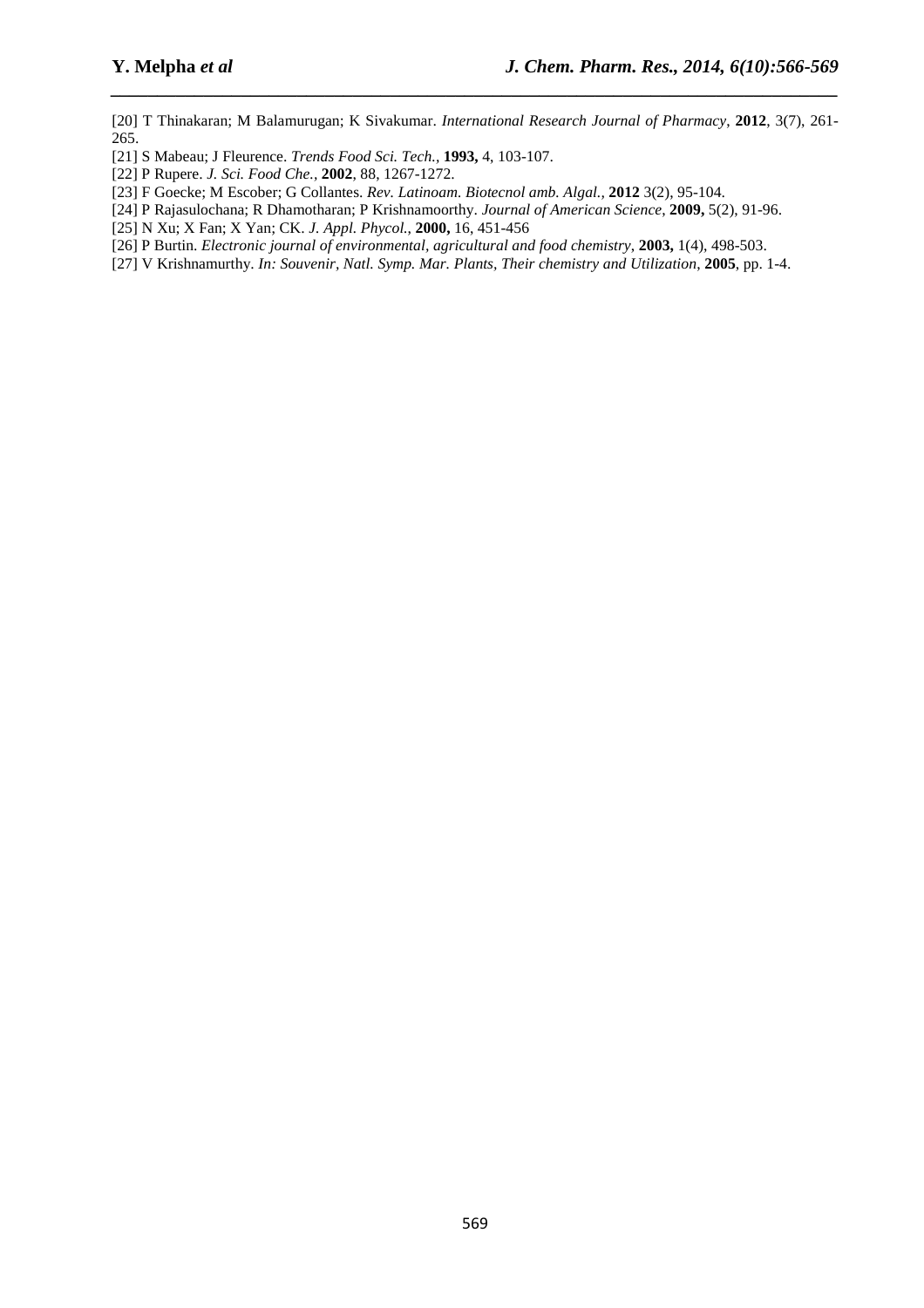[20] T Thinakaran; M Balamurugan; K Sivakumar. *International Research Journal of Pharmacy*, **2012**, 3(7), 261-265.

[21] S Mabeau; J Fleurence. *Trends Food Sci. Tech.*, **1993,** 4, 103-107.

[22] P Rupere. *J. Sci. Food Che.*, **2002**, 88, 1267-1272.

[23] F Goecke; M Escober; G Collantes. *Rev. Latinoam. Biotecnol amb. Algal.*, **2012** 3(2), 95-104.

[24] P Rajasulochana; R Dhamotharan; P Krishnamoorthy. *Journal of American Science*, **2009,** 5(2), 91-96.

[25] N Xu; X Fan; X Yan; CK. *J. Appl. Phycol.*, **2000,** 16, 451-456

[26] P Burtin. *Electronic journal of environmental, agricultural and food chemistry*, **2003,** 1(4), 498-503.

[27] V Krishnamurthy. *In: Souvenir, Natl. Symp. Mar. Plants, Their chemistry and Utilization*, **2005**, pp. 1-4.